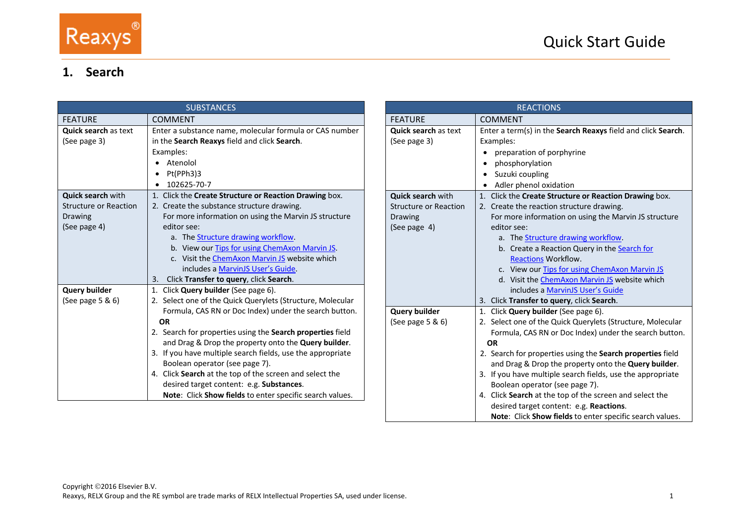Reaxys®

# Quick Start Guide

## 1. Search

| SUBSTANCES | |
|---|---|
| FEATURE | COMMENT |
| **Quick search** as text (See page 3) | Enter a substance name, molecular formula or CAS number in the **Search Reaxys** field and click **Search**.<br>Examples:<br>• Atenolol<br>• Pt(PPh3)3<br>• 102625-70-7 |
| **Quick search** with Structure or Reaction Drawing (See page 4) | 1. Click the **Create Structure or Reaction Drawing** box.<br>2. Create the substance structure drawing. For more information on using the Marvin JS structure editor see:<br>a. The Structure drawing workflow.<br>b. View our Tips for using ChemAxon Marvin JS.<br>c. Visit the ChemAxon Marvin JS website which includes a MarvinJS User's Guide.<br>3. Click **Transfer to query**, click **Search**. |
| **Query builder** (See page 5 & 6) | 1. Click **Query builder** (See page 6).<br>2. Select one of the Quick Querylets (Structure, Molecular Formula, CAS RN or Doc Index) under the search button.<br>**OR**<br>2. Search for properties using the **Search properties** field and Drag & Drop the property onto the **Query builder**.<br>3. If you have multiple search fields, use the appropriate Boolean operator (see page 7).<br>4. Click **Search** at the top of the screen and select the desired target content: e.g. **Substances**.<br>**Note**: Click **Show fields** to enter specific search values. |

| REACTIONS | |
|---|---|
| FEATURE | COMMENT |
| **Quick search** as text (See page 3) | Enter a term(s) in the **Search Reaxys** field and click **Search**.<br>Examples:<br>• preparation of porphyrine<br>• phosphorylation<br>• Suzuki coupling<br>• Adler phenol oxidation |
| **Quick search** with Structure or Reaction Drawing (See page 4) | 1. Click the **Create Structure or Reaction Drawing** box.<br>2. Create the reaction structure drawing. For more information on using the Marvin JS structure editor see:<br>a. The Structure drawing workflow.<br>b. Create a Reaction Query in the Search for Reactions Workflow.<br>c. View our Tips for using ChemAxon Marvin JS<br>d. Visit the ChemAxon Marvin JS website which includes a MarvinJS User's Guide<br>3. Click **Transfer to query**, click **Search**. |
| **Query builder** (See page 5 & 6) | 1. Click **Query builder** (See page 6).<br>2. Select one of the Quick Querylets (Structure, Molecular Formula, CAS RN or Doc Index) under the search button.<br>**OR**<br>2. Search for properties using the **Search properties** field and Drag & Drop the property onto the **Query builder**.<br>3. If you have multiple search fields, use the appropriate Boolean operator (see page 7).<br>4. Click **Search** at the top of the screen and select the desired target content: e.g. **Reactions**.<br>**Note**: Click **Show fields** to enter specific search values. |

Copyright ©2016 Elsevier B.V.
Reaxys, RELX Group and the RE symbol are trade marks of RELX Intellectual Properties SA, used under license.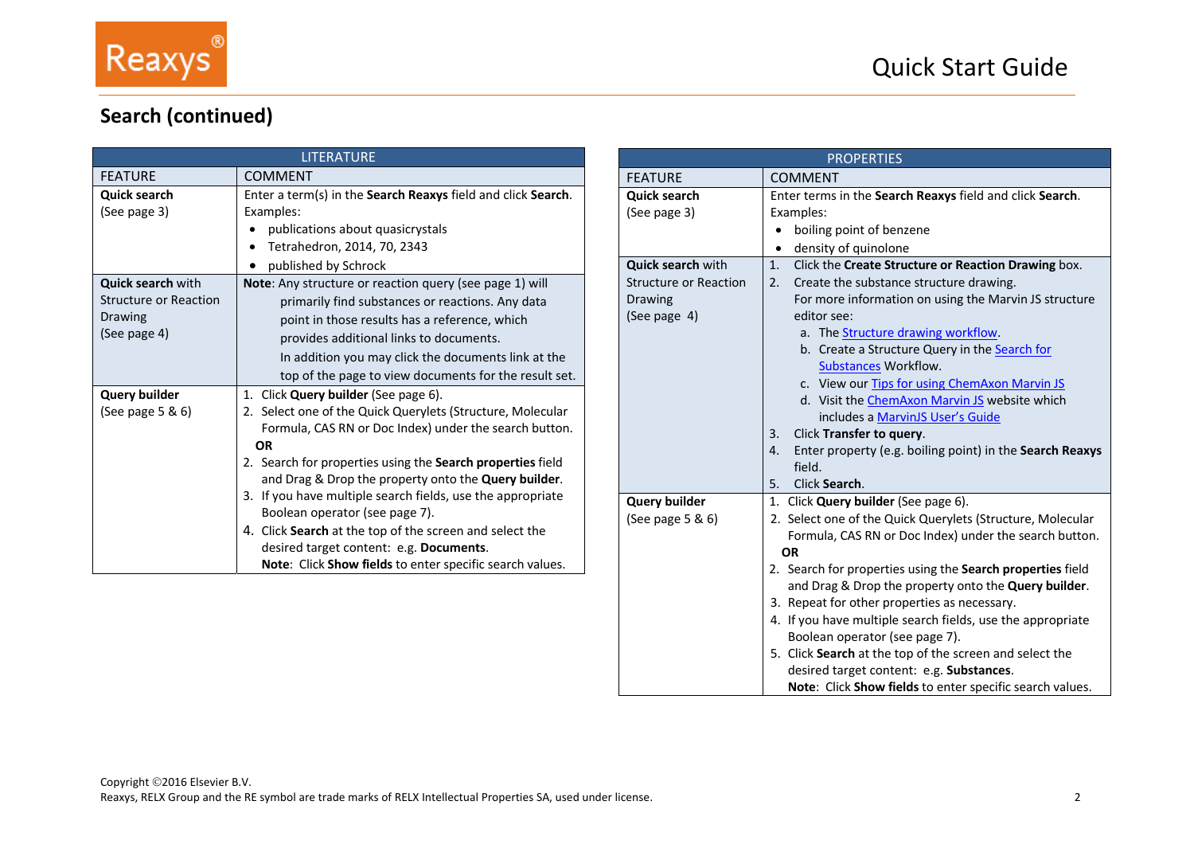## Search (continued)

| LITERATURE | |
|---|---|
| FEATURE | COMMENT |
| **Quick search** (See page 3) | Enter a term(s) in the **Search Reaxys** field and click **Search**. Examples: <br>• publications about quasicrystals <br>• Tetrahedron, 2014, 70, 2343 <br>• published by Schrock |
| **Quick search** with Structure or Reaction Drawing (See page 4) | **Note**: Any structure or reaction query (see page 1) will primarily find substances or reactions. Any data point in those results has a reference, which provides additional links to documents. In addition you may click the documents link at the top of the page to view documents for the result set. |
| **Query builder** (See page 5 & 6) | 1. Click **Query builder** (See page 6). <br>2. Select one of the Quick Querylets (Structure, Molecular Formula, CAS RN or Doc Index) under the search button. <br>**OR** <br>2. Search for properties using the **Search properties** field and Drag & Drop the property onto the **Query builder**. <br>3. If you have multiple search fields, use the appropriate Boolean operator (see page 7). <br>4. Click **Search** at the top of the screen and select the desired target content: e.g. **Documents**. <br>**Note**: Click **Show fields** to enter specific search values. |

| PROPERTIES | |
|---|---|
| FEATURE | COMMENT |
| **Quick search** (See page 3) | Enter terms in the **Search Reaxys** field and click **Search**. Examples: <br>• boiling point of benzene <br>• density of quinolone |
| **Quick search** with Structure or Reaction Drawing (See page 4) | 1. Click the **Create Structure or Reaction Drawing** box. <br>2. Create the substance structure drawing. For more information on using the Marvin JS structure editor see: <br>a. The Structure drawing workflow. <br>b. Create a Structure Query in the Search for Substances Workflow. <br>c. View our Tips for using ChemAxon Marvin JS <br>d. Visit the ChemAxon Marvin JS website which includes a MarvinJS User's Guide <br>3. Click **Transfer to query**. <br>4. Enter property (e.g. boiling point) in the **Search Reaxys** field. <br>5. Click **Search**. |
| **Query builder** (See page 5 & 6) | 1. Click **Query builder** (See page 6). <br>2. Select one of the Quick Querylets (Structure, Molecular Formula, CAS RN or Doc Index) under the search button. <br>**OR** <br>2. Search for properties using the **Search properties** field and Drag & Drop the property onto the **Query builder**. <br>3. Repeat for other properties as necessary. <br>4. If you have multiple search fields, use the appropriate Boolean operator (see page 7). <br>5. Click **Search** at the top of the screen and select the desired target content: e.g. **Substances**. <br>**Note**: Click **Show fields** to enter specific search values. |

Copyright ©2016 Elsevier B.V.
Reaxys, RELX Group and the RE symbol are trade marks of RELX Intellectual Properties SA, used under license.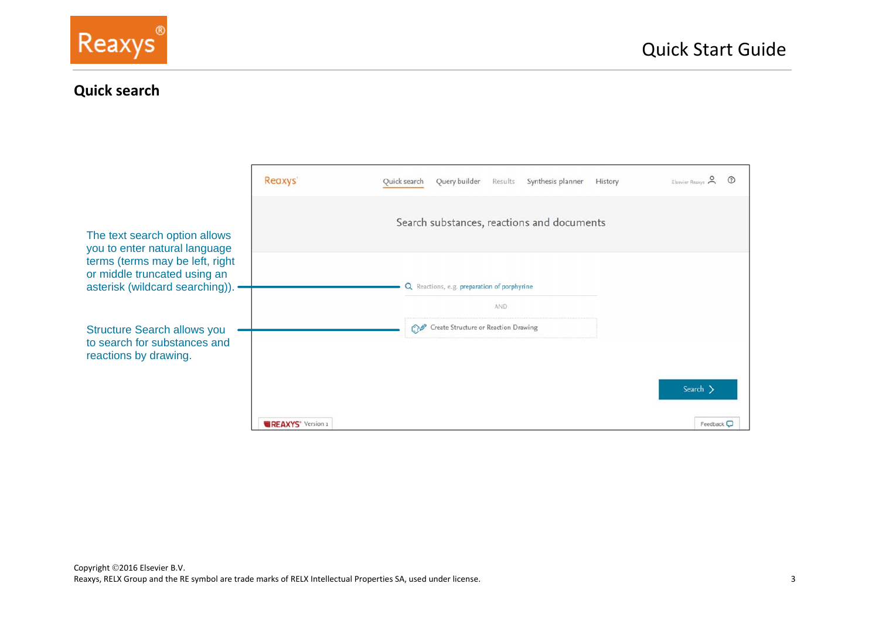## Quick search

The text search option allows you to enter natural language terms (terms may be left, right or middle truncated using an asterisk (wildcard searching)).

Structure Search allows you to search for substances and reactions by drawing.

Copyright ©2016 Elsevier B.V.
Reaxys, RELX Group and the RE symbol are trade marks of RELX Intellectual Properties SA, used under license.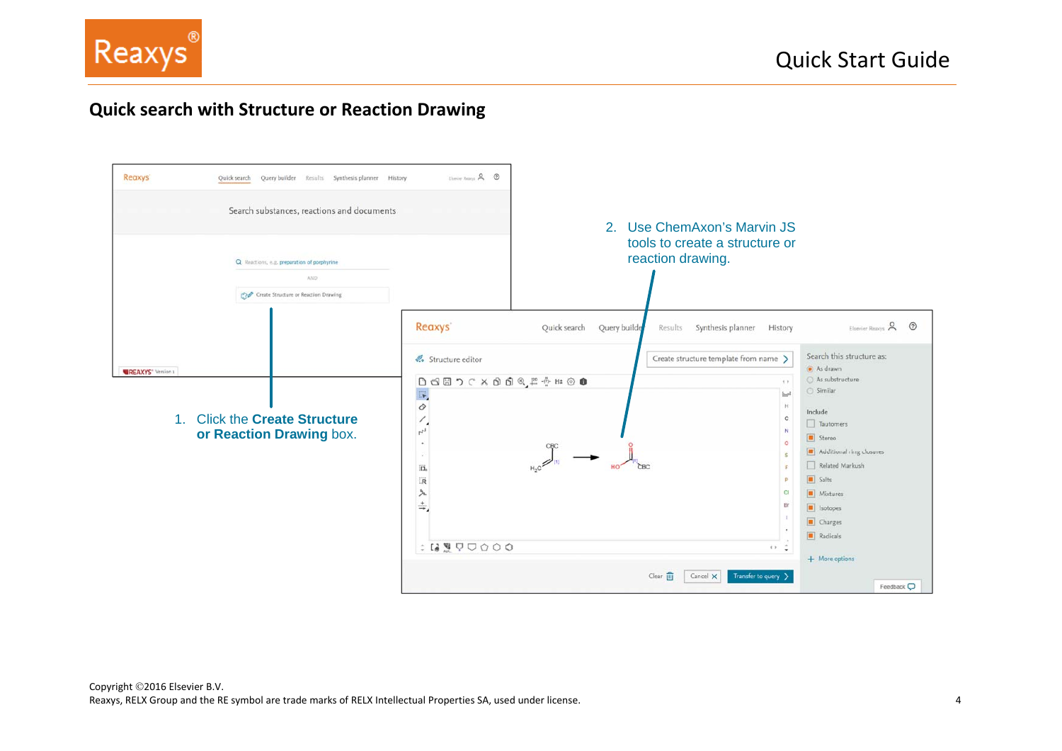## Quick search with Structure or Reaction Drawing

1. Click the **Create Structure or Reaction Drawing** box.

2. Use ChemAxon's Marvin JS tools to create a structure or reaction drawing.

Copyright ©2016 Elsevier B.V.
Reaxys, RELX Group and the RE symbol are trade marks of RELX Intellectual Properties SA, used under license.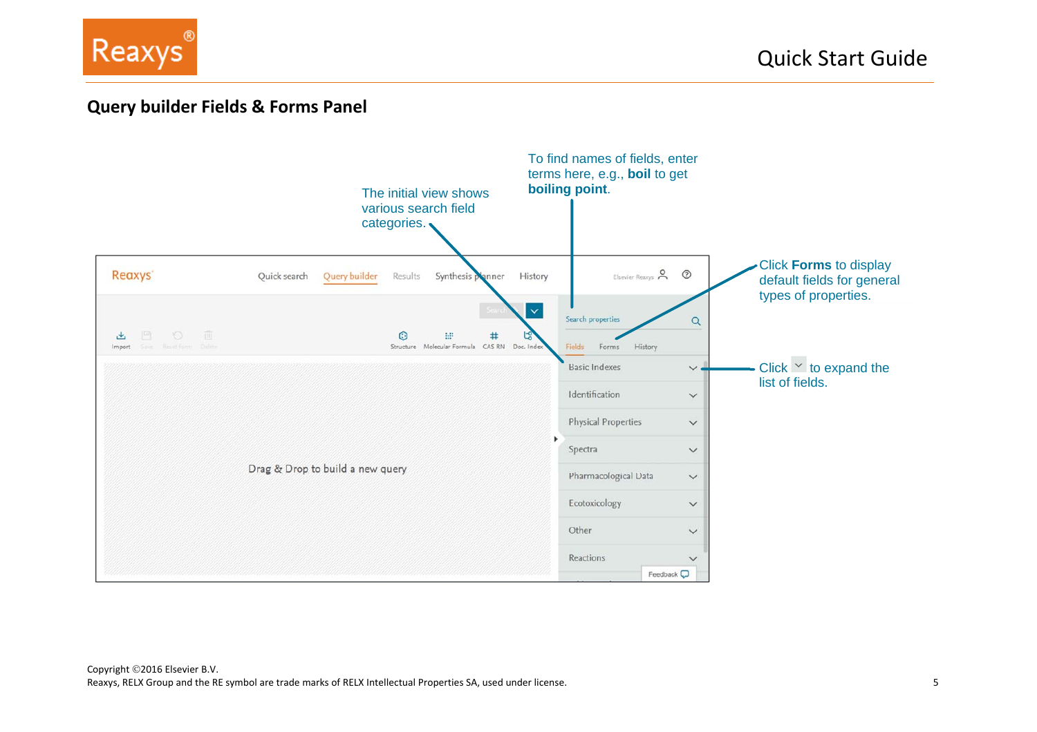## Query builder Fields & Forms Panel

The initial view shows various search field categories.

To find names of fields, enter terms here, e.g., **boil** to get **boiling point**.

Click **Forms** to display default fields for general types of properties.

Click ⌄ to expand the list of fields.

Reaxys

Quick search Query builder Results Synthesis planner History

Elsevier Reaxys

Search

Import Save Reset form Delete

Structure Molecular Formula CAS RN Doc. Index

Search properties

Fields Forms History

Basic Indexes

Identification

Physical Properties

Spectra

Pharmacological Data

Ecotoxicology

Other

Reactions

Drag & Drop to build a new query

Feedback

Copyright ©2016 Elsevier B.V.
Reaxys, RELX Group and the RE symbol are trade marks of RELX Intellectual Properties SA, used under license.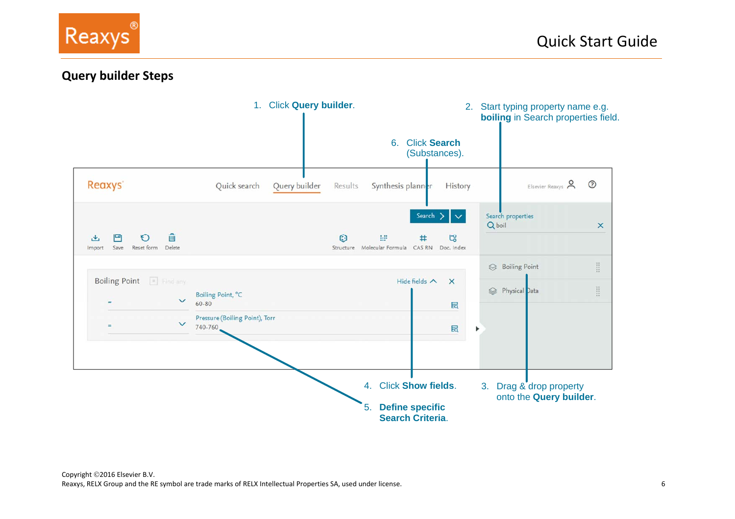## Query builder Steps

1. Click **Query builder**.
2. Start typing property name e.g. **boiling** in Search properties field.
3. Drag & drop property onto the **Query builder**.
4. Click **Show fields**.
5. **Define specific Search Criteria**.
6. Click **Search** (Substances).

Reaxys | Quick search | Query builder | Results | Synthesis planner | History | Elsevier Reaxys

Search

Import | Save | Reset form | Delete

Structure | Molecular Formula | CAS RN | Doc. Index

Search properties

boil

Boiling Point

Physical Data

Boiling Point | Find any | Hide fields

Boiling Point, °C
60-80

Pressure (Boiling Point), Torr
740-760

Copyright ©2016 Elsevier B.V.
Reaxys, RELX Group and the RE symbol are trade marks of RELX Intellectual Properties SA, used under license.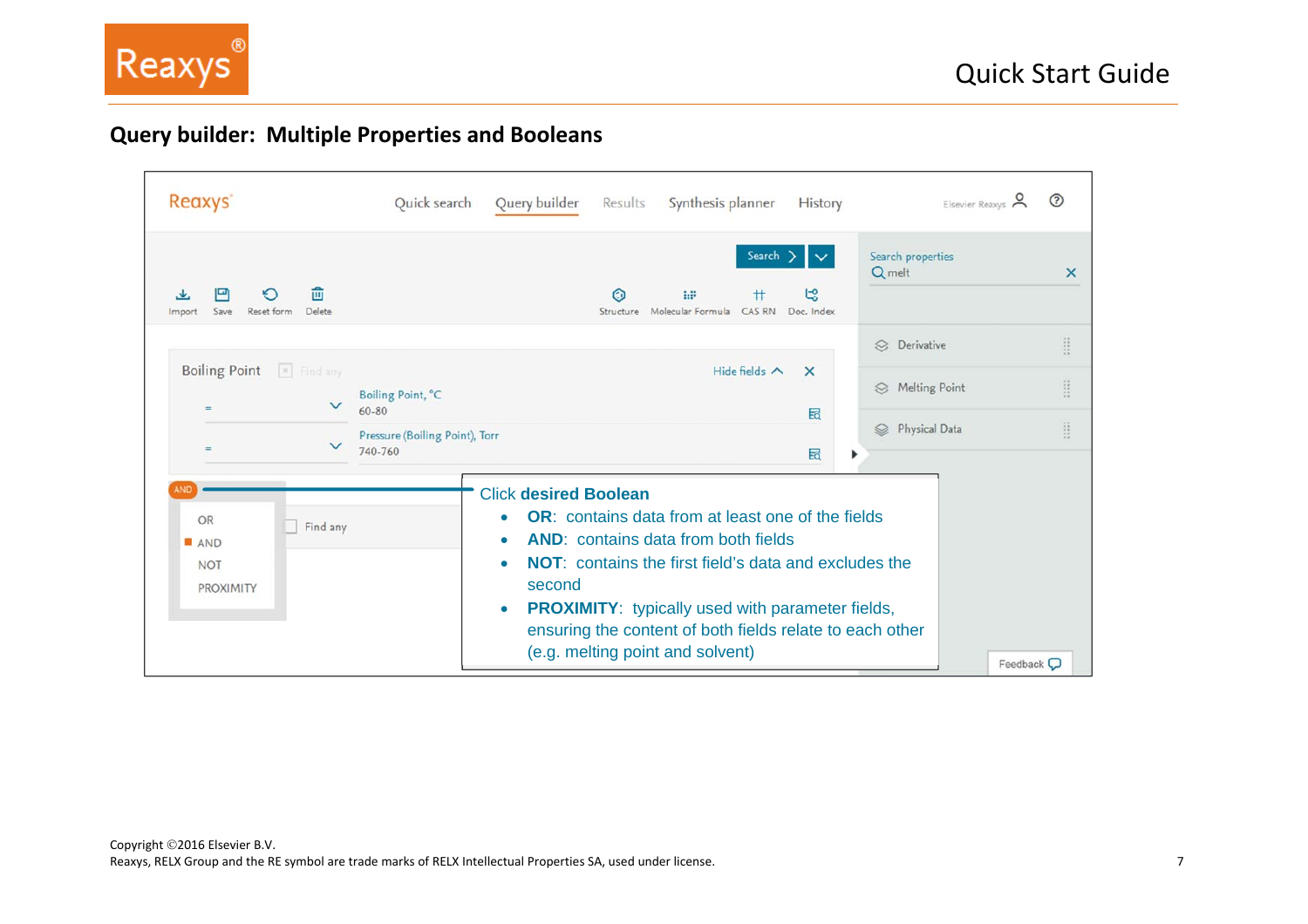## Query builder: Multiple Properties and Booleans

Reaxys® | Quick search | Query builder | Results | Synthesis planner | History

Search properties: melt

- Derivative
- Melting Point
- Physical Data

Boiling Point — Find any — Hide fields

- Boiling Point, °C: = 60-80
- Pressure (Boiling Point), Torr: = 740-760

AND

- OR
- AND
- NOT
- PROXIMITY

Find any

**Click desired Boolean**

- **OR**: contains data from at least one of the fields
- **AND**: contains data from both fields
- **NOT**: contains the first field's data and excludes the second
- **PROXIMITY**: typically used with parameter fields, ensuring the content of both fields relate to each other (e.g. melting point and solvent)

Copyright ©2016 Elsevier B.V.
Reaxys, RELX Group and the RE symbol are trade marks of RELX Intellectual Properties SA, used under license.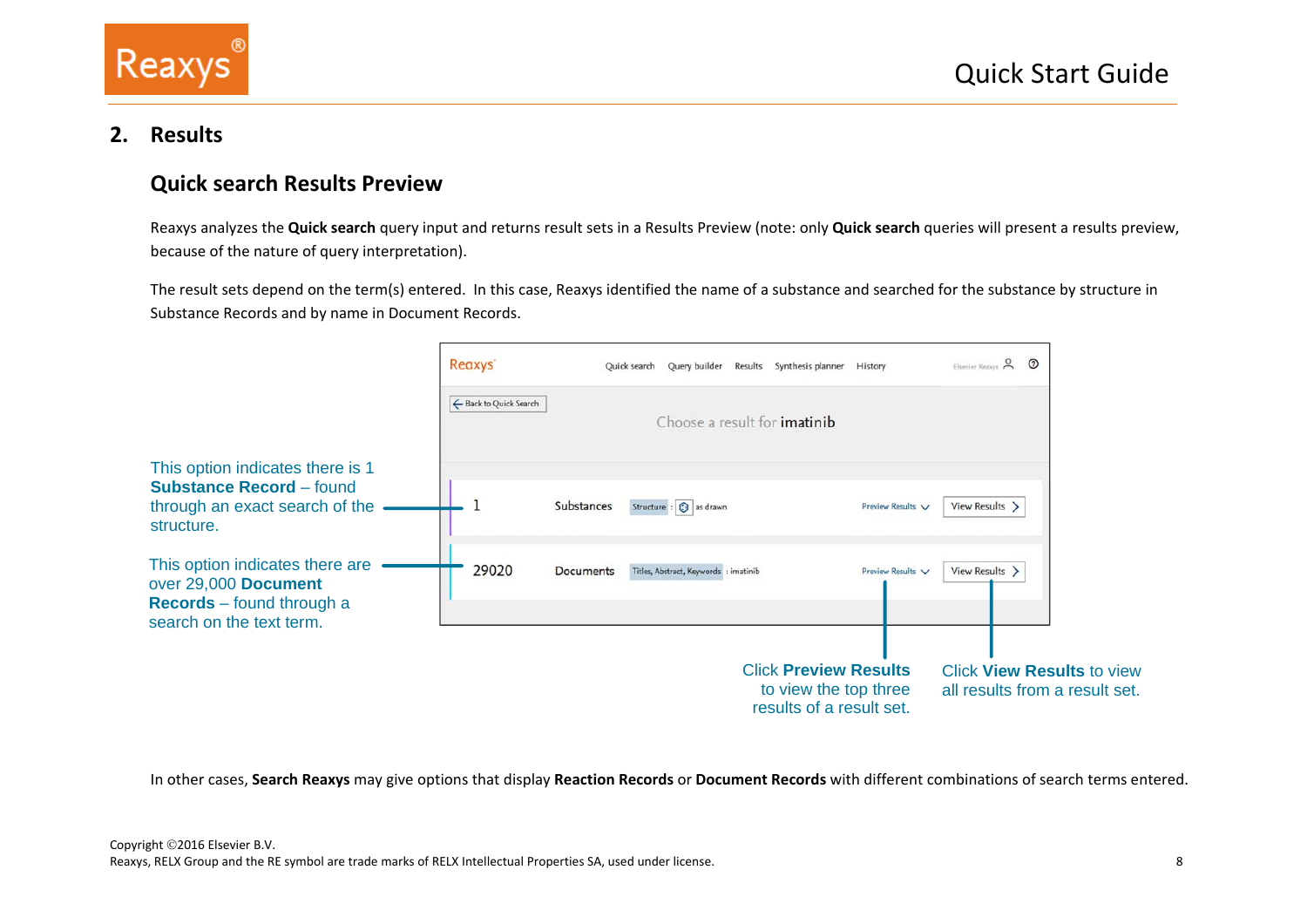## 2. Results

### Quick search Results Preview

Reaxys analyzes the **Quick search** query input and returns result sets in a Results Preview (note: only **Quick search** queries will present a results preview, because of the nature of query interpretation).

The result sets depend on the term(s) entered. In this case, Reaxys identified the name of a substance and searched for the substance by structure in Substance Records and by name in Document Records.

This option indicates there is 1 **Substance Record** – found through an exact search of the structure.

This option indicates there are over 29,000 **Document Records** – found through a search on the text term.

Click **Preview Results** to view the top three results of a result set.

Click **View Results** to view all results from a result set.

In other cases, **Search Reaxys** may give options that display **Reaction Records** or **Document Records** with different combinations of search terms entered.

Copyright ©2016 Elsevier B.V.
Reaxys, RELX Group and the RE symbol are trade marks of RELX Intellectual Properties SA, used under license.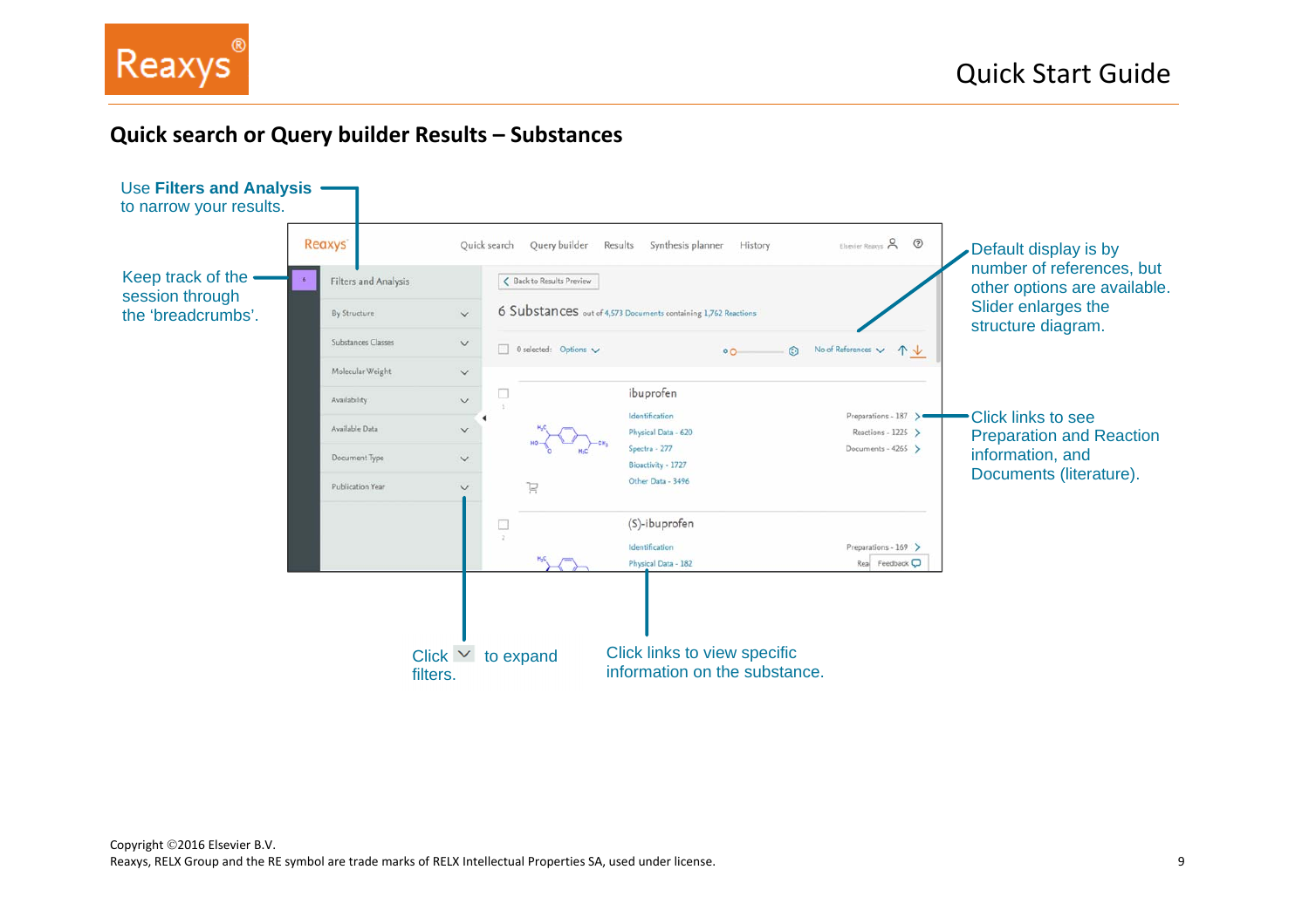## Quick search or Query builder Results – Substances

Use **Filters and Analysis** to narrow your results.

Keep track of the session through the 'breadcrumbs'.

Default display is by number of references, but other options are available. Slider enlarges the structure diagram.

Click links to see Preparation and Reaction information, and Documents (literature).

Click ⌄ to expand filters.

Click links to view specific information on the substance.

Copyright ©2016 Elsevier B.V.
Reaxys, RELX Group and the RE symbol are trade marks of RELX Intellectual Properties SA, used under license.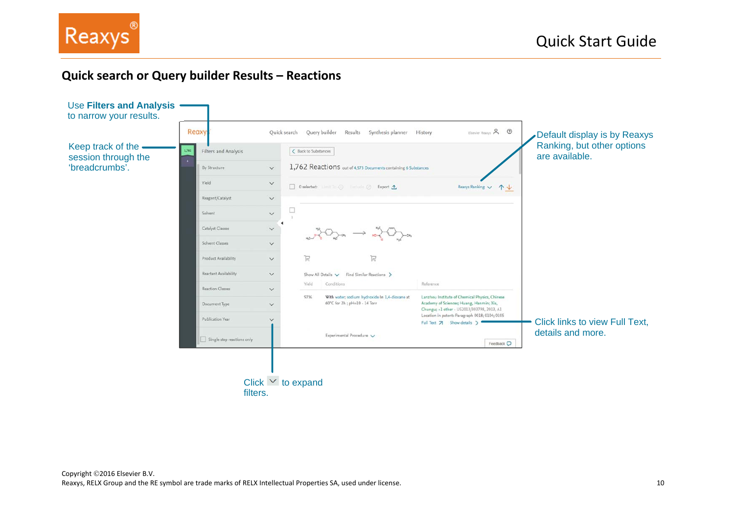## Quick search or Query builder Results – Reactions

Use **Filters and Analysis** to narrow your results.

Keep track of the session through the 'breadcrumbs'.

Default display is by Reaxys Ranking, but other options are available.

Click links to view Full Text, details and more.

Click ⌄ to expand filters.

Copyright ©2016 Elsevier B.V.
Reaxys, RELX Group and the RE symbol are trade marks of RELX Intellectual Properties SA, used under license.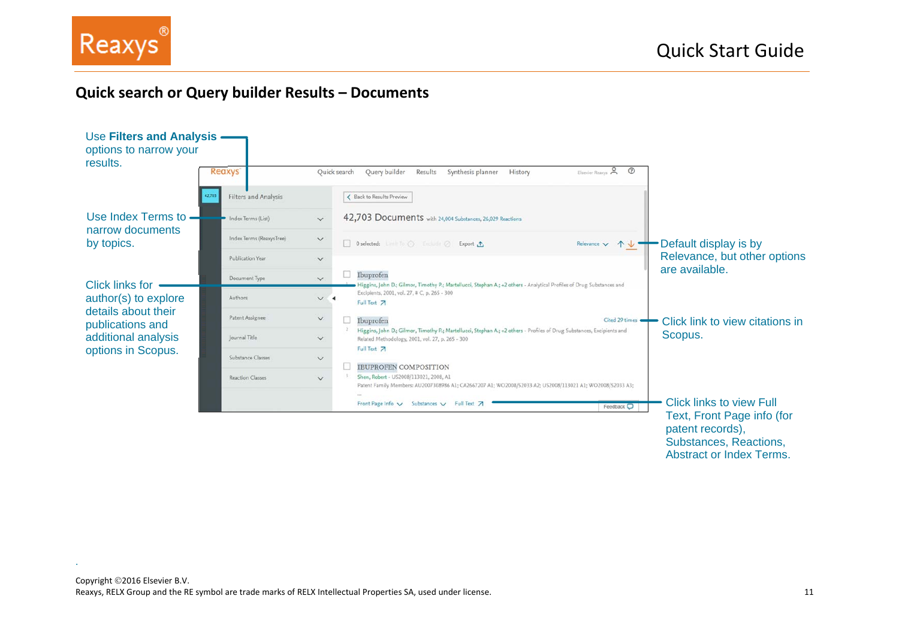## Quick search or Query builder Results – Documents

Use **Filters and Analysis** options to narrow your results.

Use Index Terms to narrow documents by topics.

Click links for author(s) to explore details about their publications and additional analysis options in Scopus.

Default display is by Relevance, but other options are available.

Click link to view citations in Scopus.

Click links to view Full Text, Front Page info (for patent records), Substances, Reactions, Abstract or Index Terms.

Copyright ©2016 Elsevier B.V.
Reaxys, RELX Group and the RE symbol are trade marks of RELX Intellectual Properties SA, used under license.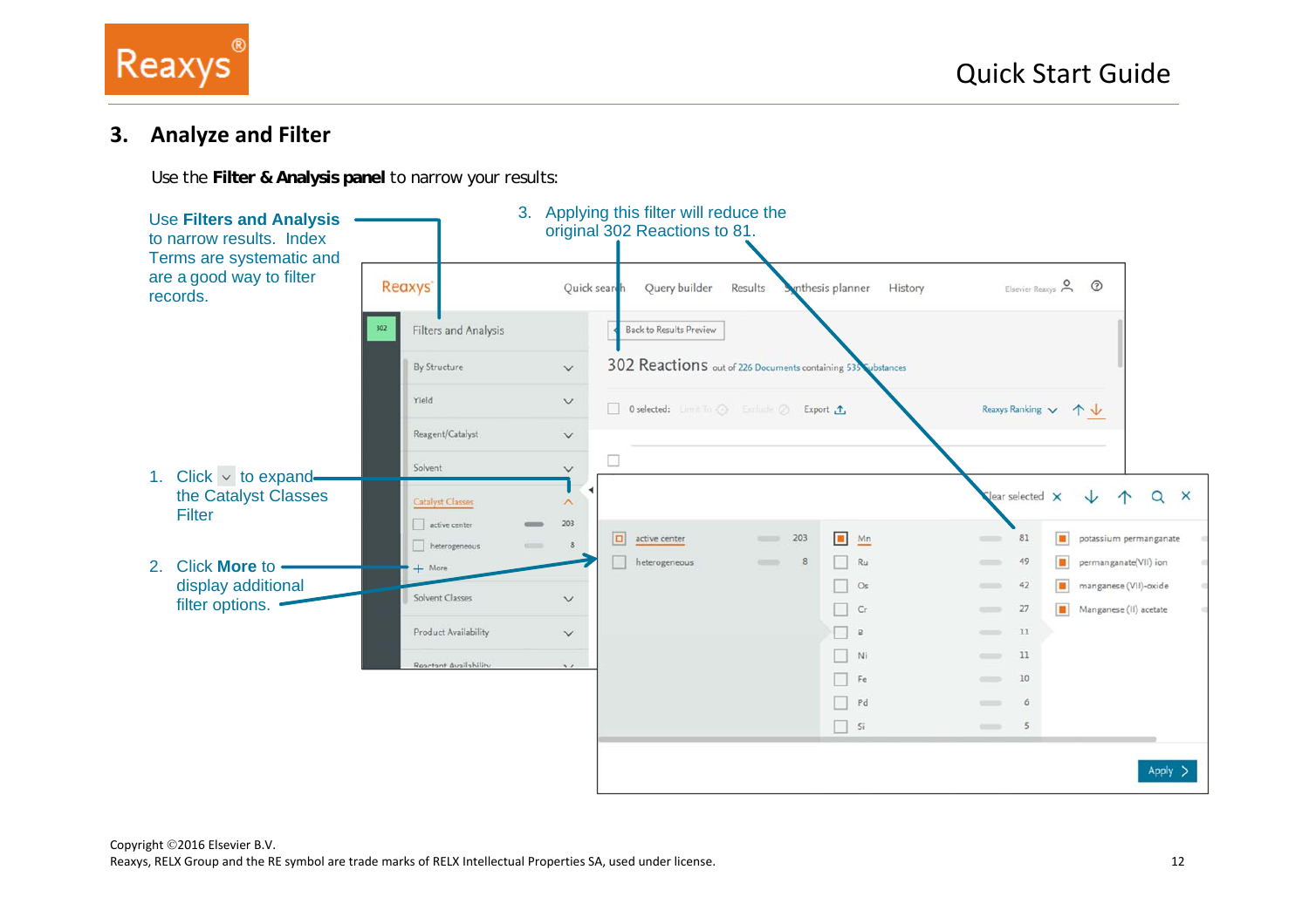## 3. Analyze and Filter

Use the **Filter & Analysis panel** to narrow your results:

Use **Filters and Analysis** to narrow results. Index Terms are systematic and are a good way to filter records.

1. Click ⌄ to expand the Catalyst Classes Filter
2. Click **More** to display additional filter options.
3. Applying this filter will reduce the original 302 Reactions to 81.

Copyright ©2016 Elsevier B.V.
Reaxys, RELX Group and the RE symbol are trade marks of RELX Intellectual Properties SA, used under license.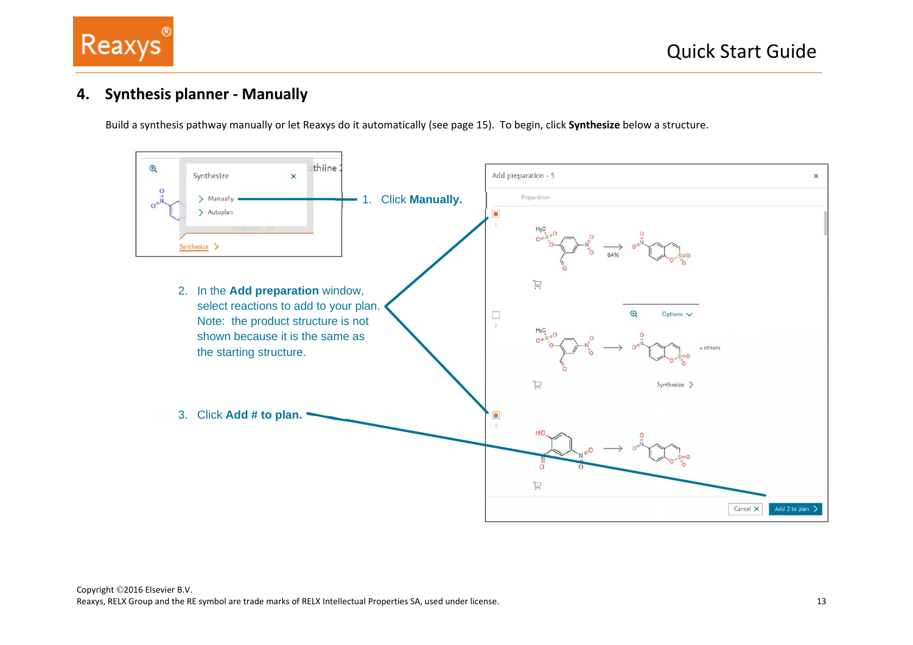## 4. Synthesis planner - Manually

Build a synthesis pathway manually or let Reaxys do it automatically (see page 15). To begin, click **Synthesize** below a structure.

1. Click **Manually.**

2. In the **Add preparation** window, select reactions to add to your plan. Note: the product structure is not shown because it is the same as the starting structure.

3. Click **Add # to plan.**

Copyright ©2016 Elsevier B.V.
Reaxys, RELX Group and the RE symbol are trade marks of RELX Intellectual Properties SA, used under license.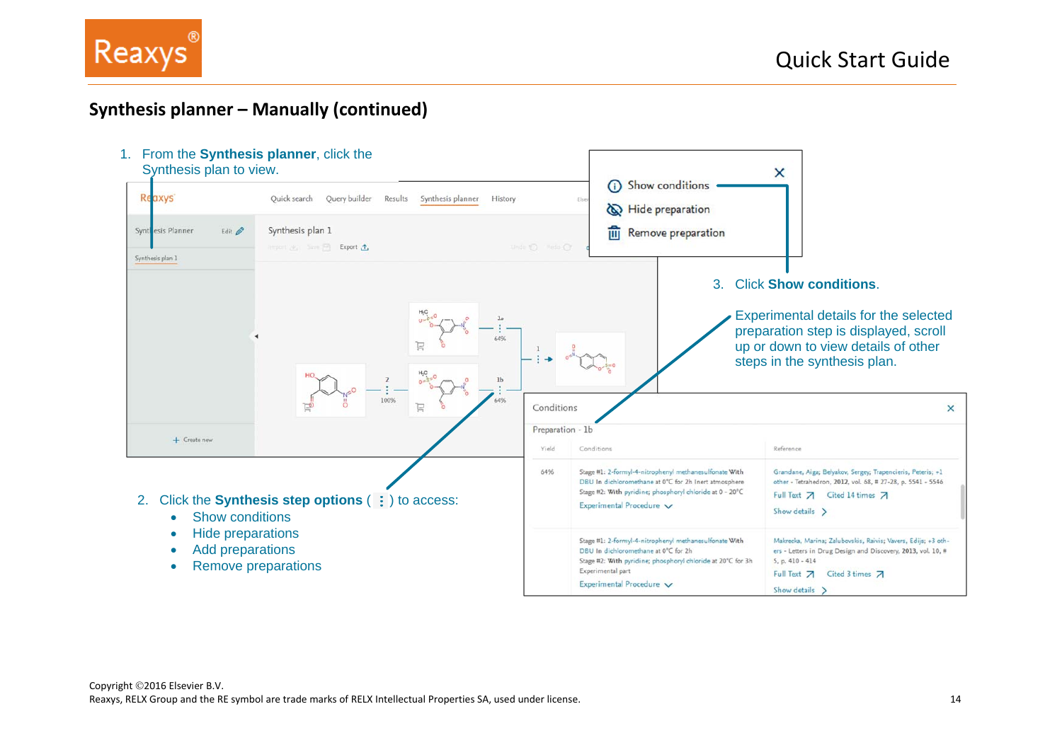## Synthesis planner – Manually (continued)

1. From the **Synthesis planner**, click the Synthesis plan to view.

2. Click the **Synthesis step options** ( ⋮ ) to access:
   - Show conditions
   - Hide preparations
   - Add preparations
   - Remove preparations

3. Click **Show conditions**.

Experimental details for the selected preparation step is displayed, scroll up or down to view details of other steps in the synthesis plan.

Copyright ©2016 Elsevier B.V.
Reaxys, RELX Group and the RE symbol are trade marks of RELX Intellectual Properties SA, used under license.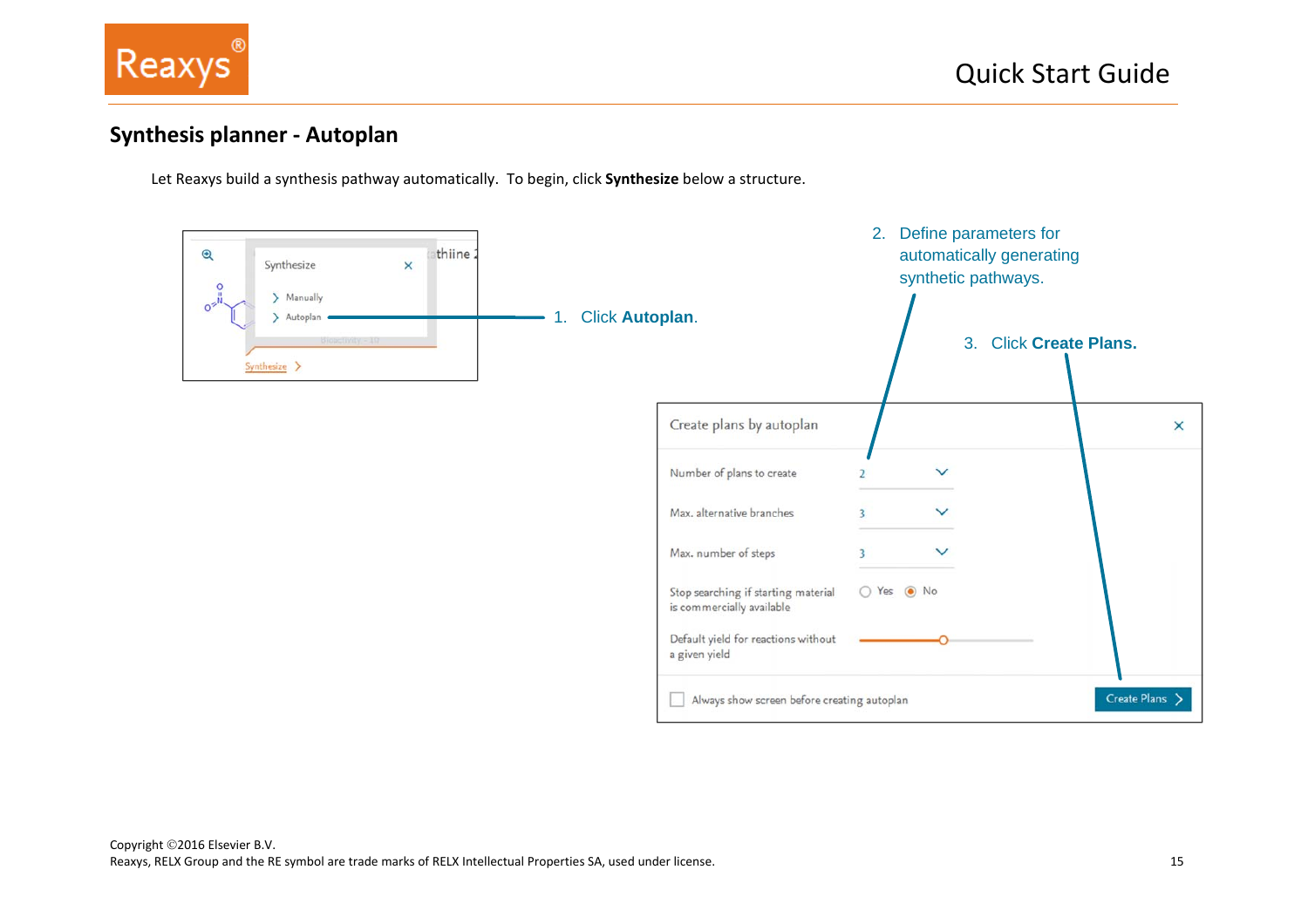## Synthesis planner - Autoplan

Let Reaxys build a synthesis pathway automatically. To begin, click **Synthesize** below a structure.

1. Click **Autoplan**.
2. Define parameters for automatically generating synthetic pathways.
3. Click **Create Plans.**

Synthesize

Manually

Autoplan

Synthesize

Create plans by autoplan

| | |
|---|---|
| Number of plans to create | 2 |
| Max. alternative branches | 3 |
| Max. number of steps | 3 |
| Stop searching if starting material is commercially available | Yes / No |
| Default yield for reactions without a given yield | |

Always show screen before creating autoplan

Create Plans

Copyright ©2016 Elsevier B.V.
Reaxys, RELX Group and the RE symbol are trade marks of RELX Intellectual Properties SA, used under license.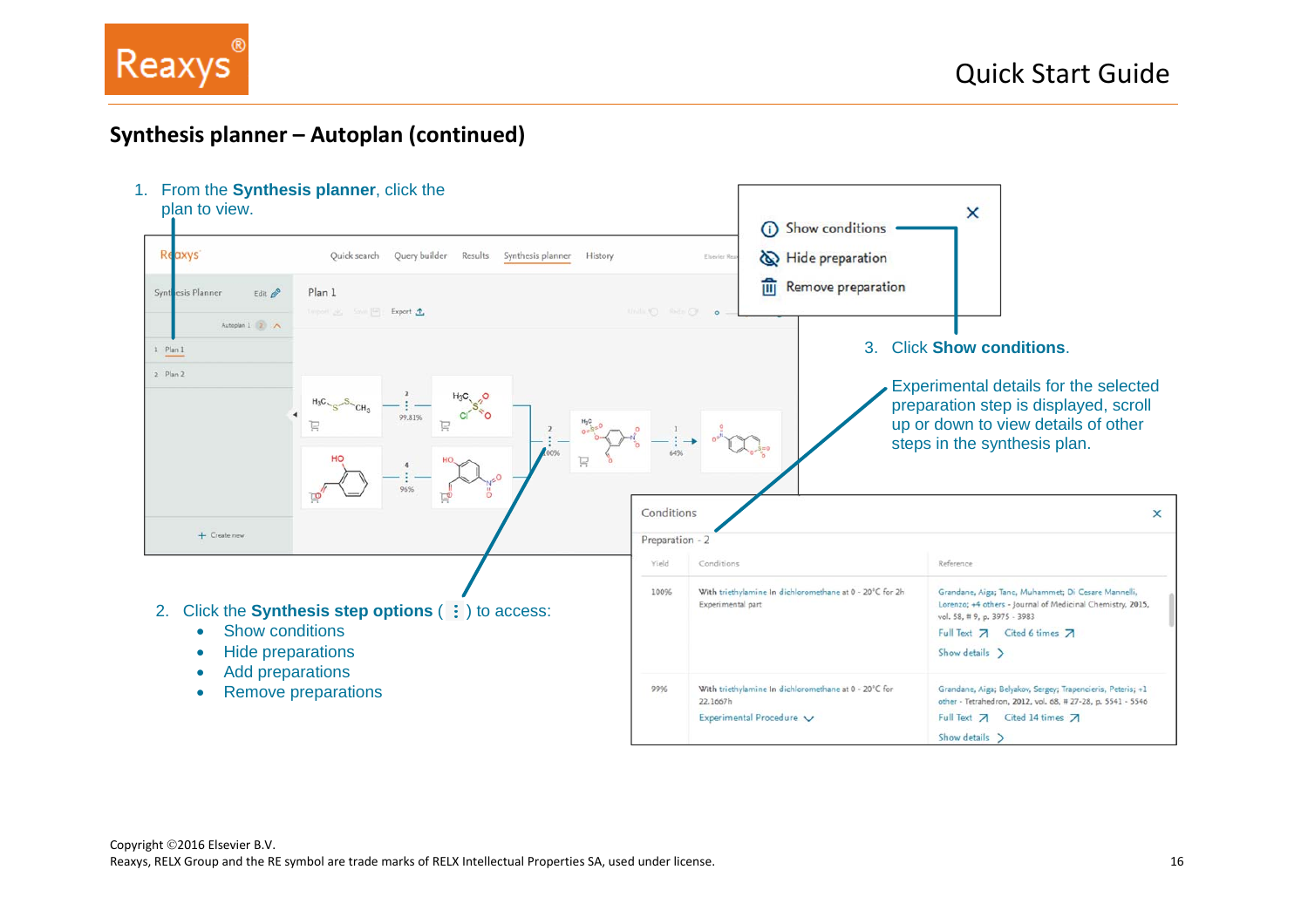## Synthesis planner – Autoplan (continued)

1. From the **Synthesis planner**, click the plan to view.

2. Click the **Synthesis step options** ( ⋮ ) to access:
   - Show conditions
   - Hide preparations
   - Add preparations
   - Remove preparations

3. Click **Show conditions**.

Experimental details for the selected preparation step is displayed, scroll up or down to view details of other steps in the synthesis plan.

Copyright ©2016 Elsevier B.V.
Reaxys, RELX Group and the RE symbol are trade marks of RELX Intellectual Properties SA, used under license.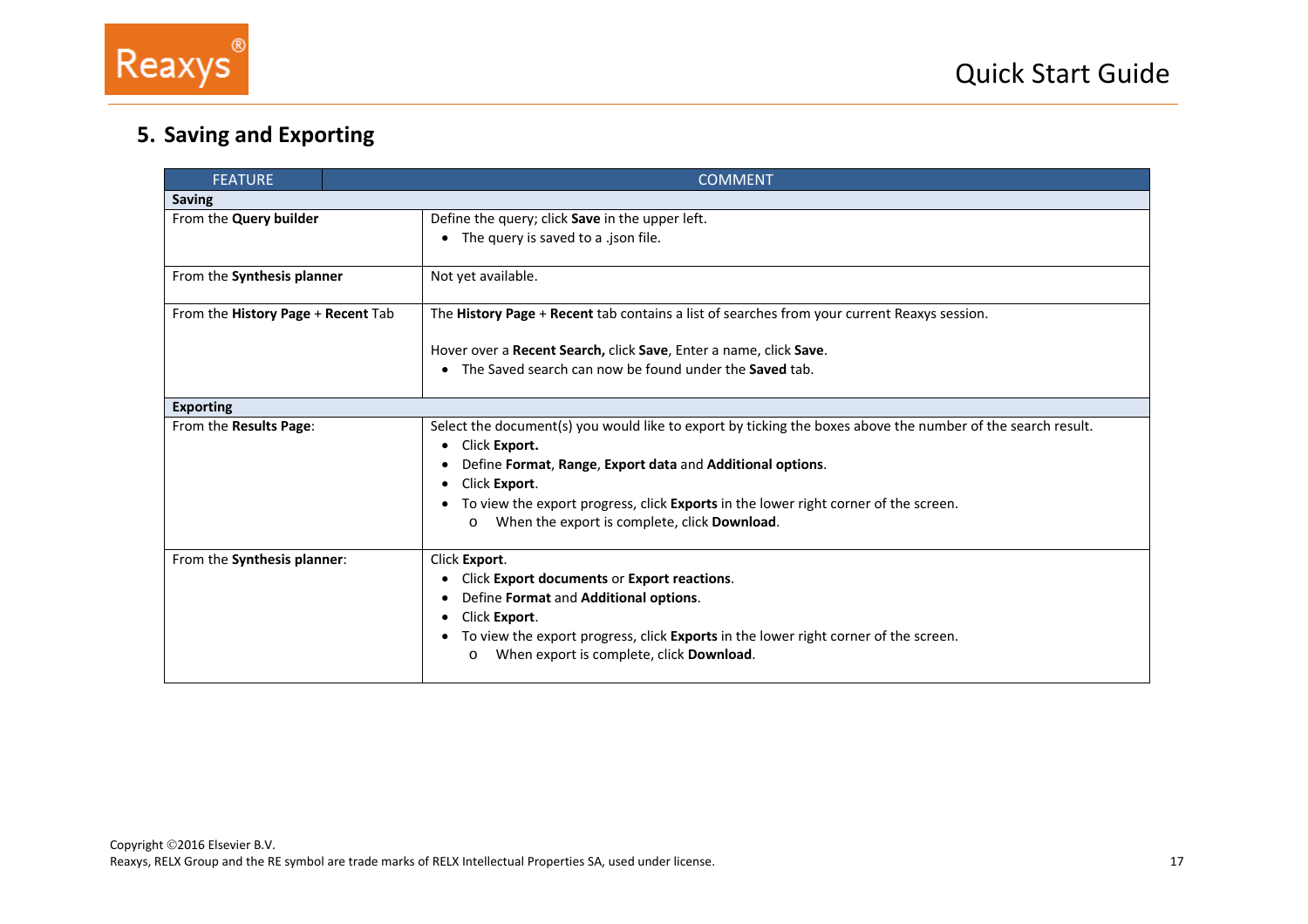## 5. Saving and Exporting

| FEATURE | COMMENT |
|---|---|
| **Saving** | |
| From the **Query builder** | Define the query; click **Save** in the upper left.<br>• The query is saved to a .json file. |
| From the **Synthesis planner** | Not yet available. |
| From the **History Page** + **Recent** Tab | The **History Page** + **Recent** tab contains a list of searches from your current Reaxys session.<br><br>Hover over a **Recent Search,** click **Save**, Enter a name, click **Save**.<br>• The Saved search can now be found under the **Saved** tab. |
| **Exporting** | |
| From the **Results Page**: | Select the document(s) you would like to export by ticking the boxes above the number of the search result.<br>• Click **Export.**<br>• Define **Format**, **Range**, **Export data** and **Additional options**.<br>• Click **Export**.<br>• To view the export progress, click **Exports** in the lower right corner of the screen.<br>&nbsp;&nbsp;&nbsp;&nbsp;o When the export is complete, click **Download**. |
| From the **Synthesis planner**: | Click **Export**.<br>• Click **Export documents** or **Export reactions**.<br>• Define **Format** and **Additional options**.<br>• Click **Export**.<br>• To view the export progress, click **Exports** in the lower right corner of the screen.<br>&nbsp;&nbsp;&nbsp;&nbsp;o When export is complete, click **Download**. |

Copyright ©2016 Elsevier B.V.
Reaxys, RELX Group and the RE symbol are trade marks of RELX Intellectual Properties SA, used under license.